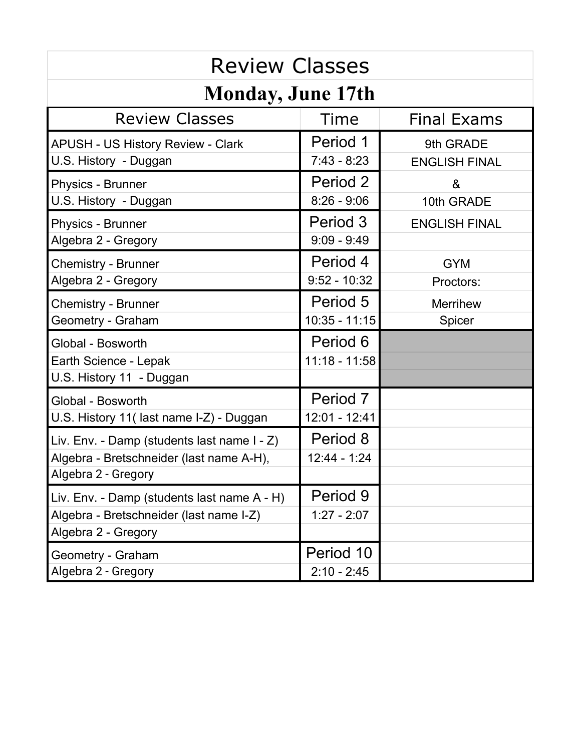# Review Classes

## Monday, June 17th

| Review Classes | Time | Final Exams |
|---|---|---|
| APUSH - US History Review - Clark<br>U.S. History - Duggan | Period 1<br>7:43 - 8:23 | 9th GRADE<br>ENGLISH FINAL |
| Physics - Brunner<br>U.S. History - Duggan | Period 2<br>8:26 - 9:06 | &<br>10th GRADE |
| Physics - Brunner<br>Algebra 2 - Gregory | Period 3<br>9:09 - 9:49 | ENGLISH FINAL |
| Chemistry - Brunner<br>Algebra 2 - Gregory | Period 4<br>9:52 - 10:32 | GYM<br>Proctors: |
| Chemistry - Brunner<br>Geometry - Graham | Period 5<br>10:35 - 11:15 | Merrihew<br>Spicer |
| Global - Bosworth<br>Earth Science - Lepak<br>U.S. History 11 - Duggan | Period 6<br>11:18 - 11:58 | |
| Global - Bosworth<br>U.S. History 11( last name I-Z) - Duggan | Period 7<br>12:01 - 12:41 | |
| Liv. Env. - Damp (students last name I - Z)<br>Algebra - Bretschneider (last name A-H),<br>Algebra 2 - Gregory | Period 8<br>12:44 - 1:24 | |
| Liv. Env. - Damp (students last name A - H)<br>Algebra - Bretschneider (last name I-Z)<br>Algebra 2 - Gregory | Period 9<br>1:27 - 2:07 | |
| Geometry - Graham<br>Algebra 2 - Gregory | Period 10<br>2:10 - 2:45 | |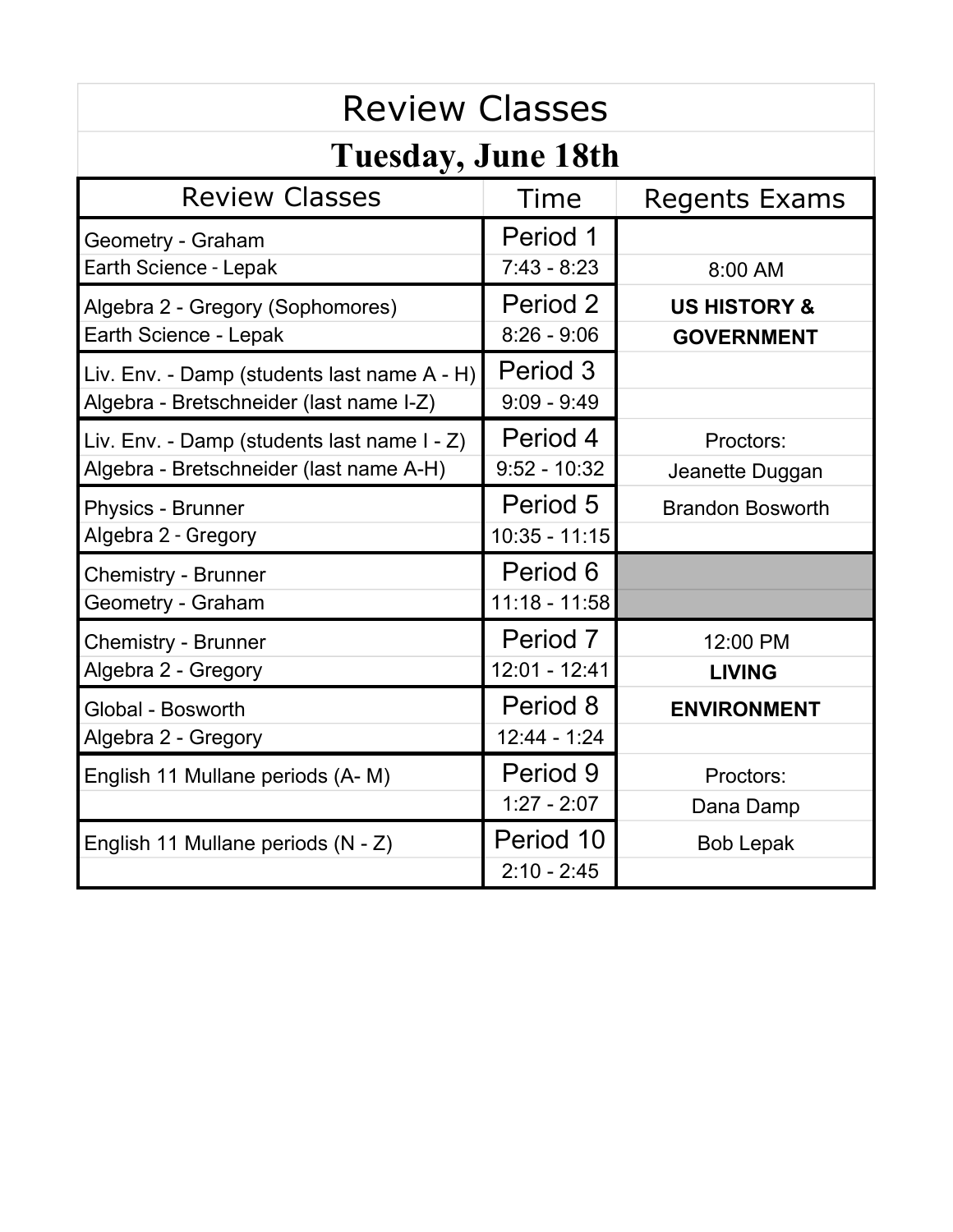# Review Classes

## Tuesday, June 18th

| Review Classes | Time | Regents Exams |
| --- | --- | --- |
| Geometry - Graham | Period 1 | |
| Earth Science - Lepak | 7:43 - 8:23 | 8:00 AM |
| Algebra 2 - Gregory (Sophomores) | Period 2 | **US HISTORY &** |
| Earth Science - Lepak | 8:26 - 9:06 | **GOVERNMENT** |
| Liv. Env. - Damp (students last name A - H) | Period 3 | |
| Algebra - Bretschneider (last name I-Z) | 9:09 - 9:49 | |
| Liv. Env. - Damp (students last name I - Z) | Period 4 | Proctors: |
| Algebra - Bretschneider (last name A-H) | 9:52 - 10:32 | Jeanette Duggan |
| Physics - Brunner | Period 5 | Brandon Bosworth |
| Algebra 2 - Gregory | 10:35 - 11:15 | |
| Chemistry - Brunner | Period 6 | |
| Geometry - Graham | 11:18 - 11:58 | |
| Chemistry - Brunner | Period 7 | 12:00 PM |
| Algebra 2 - Gregory | 12:01 - 12:41 | **LIVING** |
| Global - Bosworth | Period 8 | **ENVIRONMENT** |
| Algebra 2 - Gregory | 12:44 - 1:24 | |
| English 11 Mullane periods (A- M) | Period 9 | Proctors: |
| | 1:27 - 2:07 | Dana Damp |
| English 11 Mullane periods (N - Z) | Period 10 | Bob Lepak |
| | 2:10 - 2:45 | |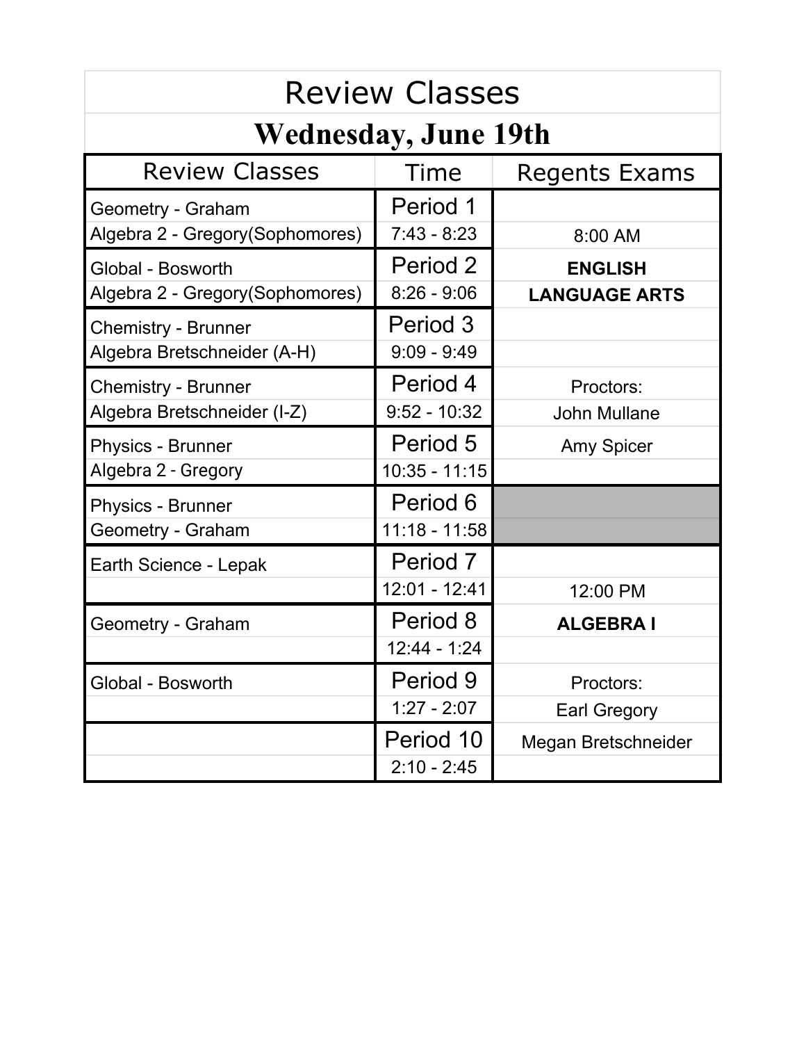# Review Classes

## Wednesday, June 19th

| Review Classes | Time | Regents Exams |
|---|---|---|
| Geometry - Graham | Period 1 | |
| Algebra 2 - Gregory(Sophomores) | 7:43 - 8:23 | 8:00 AM |
| Global - Bosworth | Period 2 | **ENGLISH** |
| Algebra 2 - Gregory(Sophomores) | 8:26 - 9:06 | **LANGUAGE ARTS** |
| Chemistry - Brunner | Period 3 | |
| Algebra Bretschneider (A-H) | 9:09 - 9:49 | |
| Chemistry - Brunner | Period 4 | Proctors: |
| Algebra Bretschneider (I-Z) | 9:52 - 10:32 | John Mullane |
| Physics - Brunner | Period 5 | Amy Spicer |
| Algebra 2 - Gregory | 10:35 - 11:15 | |
| Physics - Brunner | Period 6 | |
| Geometry - Graham | 11:18 - 11:58 | |
| Earth Science - Lepak | Period 7 | |
| | 12:01 - 12:41 | 12:00 PM |
| Geometry - Graham | Period 8 | **ALGEBRA I** |
| | 12:44 - 1:24 | |
| Global - Bosworth | Period 9 | Proctors: |
| | 1:27 - 2:07 | Earl Gregory |
| | Period 10 | Megan Bretschneider |
| | 2:10 - 2:45 | |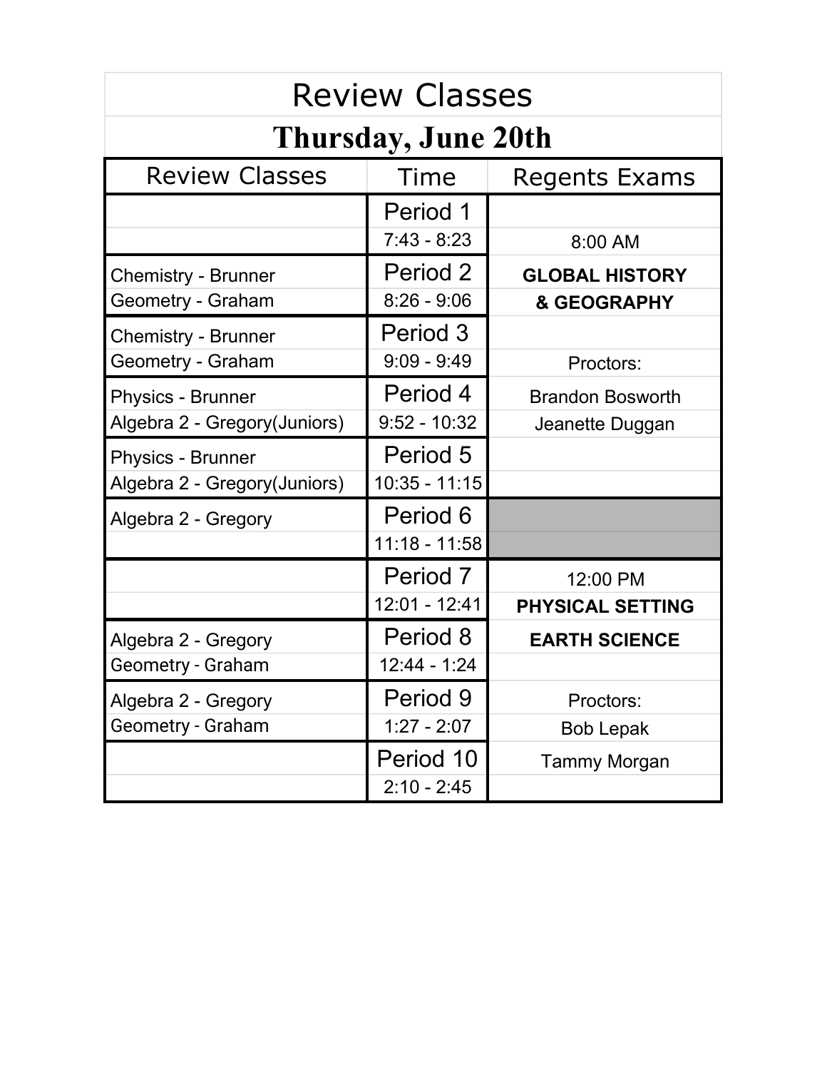# Review Classes

## Thursday, June 20th

| Review Classes | Time | Regents Exams |
|---|---|---|
| | Period 1 | |
| | 7:43 - 8:23 | 8:00 AM |
| Chemistry - Brunner | Period 2 | **GLOBAL HISTORY** |
| Geometry - Graham | 8:26 - 9:06 | **& GEOGRAPHY** |
| Chemistry - Brunner | Period 3 | |
| Geometry - Graham | 9:09 - 9:49 | Proctors: |
| Physics - Brunner | Period 4 | Brandon Bosworth |
| Algebra 2 - Gregory(Juniors) | 9:52 - 10:32 | Jeanette Duggan |
| Physics - Brunner | Period 5 | |
| Algebra 2 - Gregory(Juniors) | 10:35 - 11:15 | |
| Algebra 2 - Gregory | Period 6 | |
| | 11:18 - 11:58 | |
| | Period 7 | 12:00 PM |
| | 12:01 - 12:41 | **PHYSICAL SETTING** |
| Algebra 2 - Gregory | Period 8 | **EARTH SCIENCE** |
| Geometry - Graham | 12:44 - 1:24 | |
| Algebra 2 - Gregory | Period 9 | Proctors: |
| Geometry - Graham | 1:27 - 2:07 | Bob Lepak |
| | Period 10 | Tammy Morgan |
| | 2:10 - 2:45 | |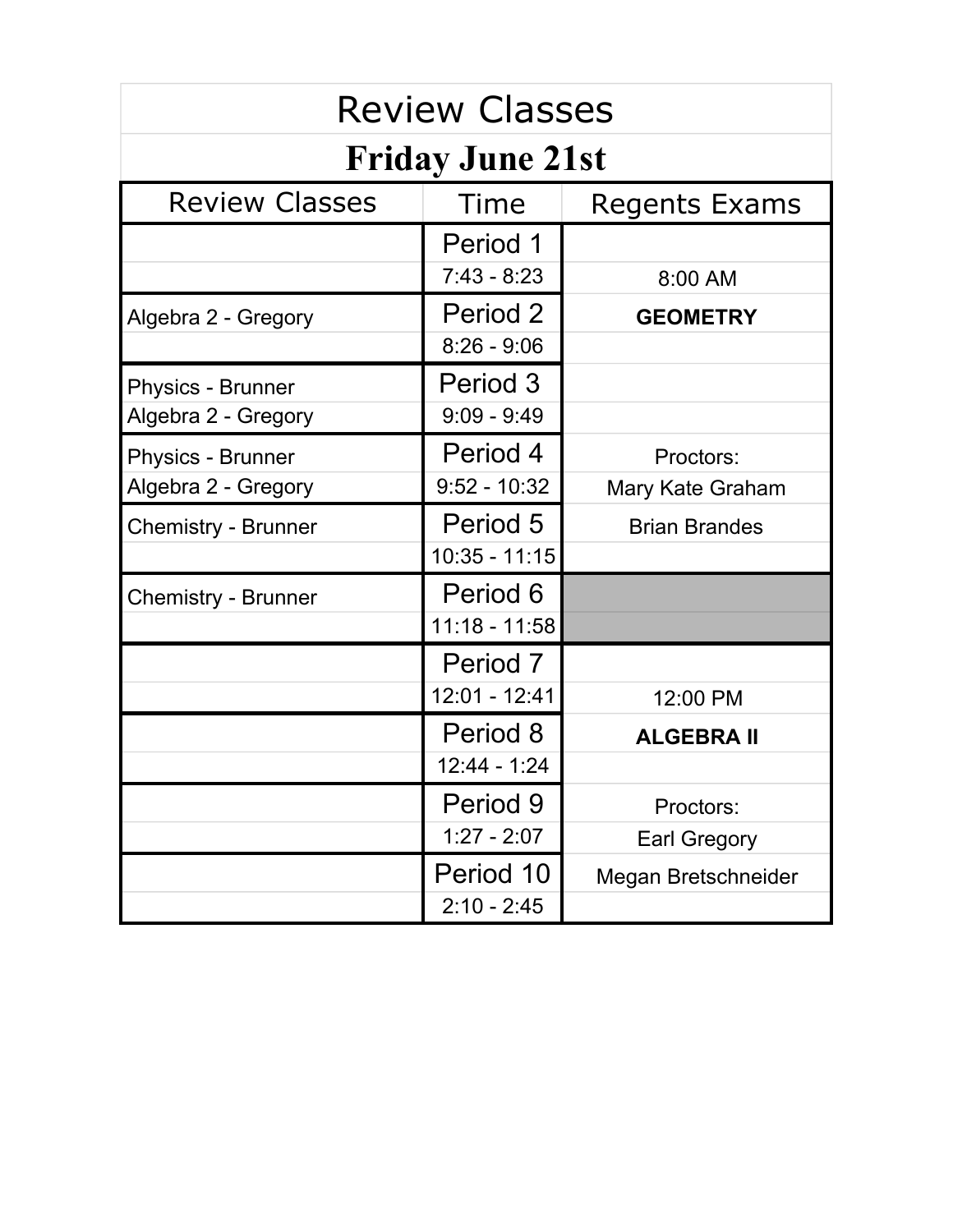# Review Classes

## Friday June 21st

| Review Classes | Time | Regents Exams |
| --- | --- | --- |
| | Period 1 | |
| | 7:43 - 8:23 | 8:00 AM |
| Algebra 2 - Gregory | Period 2 | **GEOMETRY** |
| | 8:26 - 9:06 | |
| Physics - Brunner | Period 3 | |
| Algebra 2 - Gregory | 9:09 - 9:49 | |
| Physics - Brunner | Period 4 | Proctors: |
| Algebra 2 - Gregory | 9:52 - 10:32 | Mary Kate Graham |
| Chemistry - Brunner | Period 5 | Brian Brandes |
| | 10:35 - 11:15 | |
| Chemistry - Brunner | Period 6 | |
| | 11:18 - 11:58 | |
| | Period 7 | |
| | 12:01 - 12:41 | 12:00 PM |
| | Period 8 | **ALGEBRA II** |
| | 12:44 - 1:24 | |
| | Period 9 | Proctors: |
| | 1:27 - 2:07 | Earl Gregory |
| | Period 10 | Megan Bretschneider |
| | 2:10 - 2:45 | |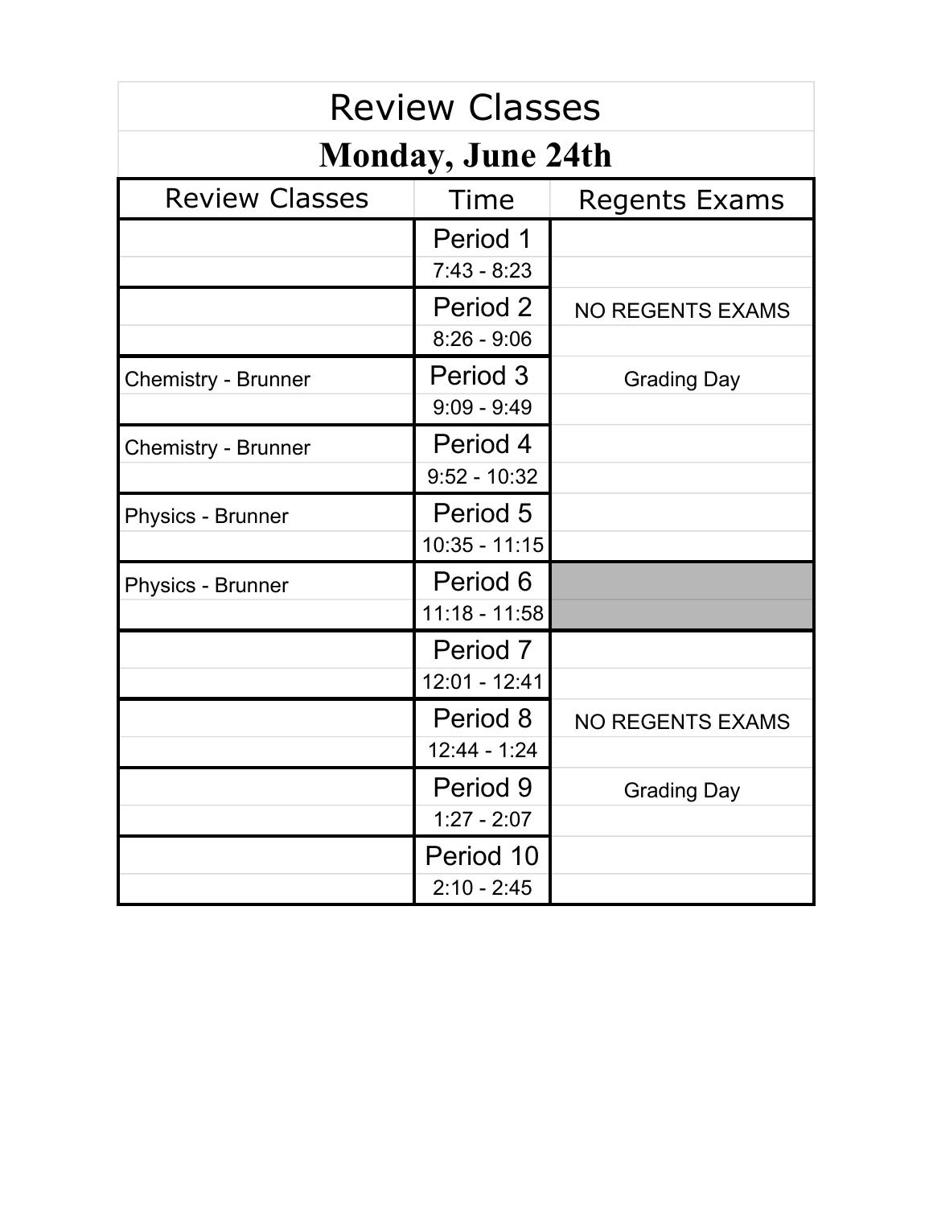# Review Classes

## Monday, June 24th

| Review Classes | Time | Regents Exams |
|---|---|---|
| | Period 1<br>7:43 - 8:23 | |
| | Period 2<br>8:26 - 9:06 | NO REGENTS EXAMS |
| Chemistry - Brunner | Period 3<br>9:09 - 9:49 | Grading Day |
| Chemistry - Brunner | Period 4<br>9:52 - 10:32 | |
| Physics - Brunner | Period 5<br>10:35 - 11:15 | |
| Physics - Brunner | Period 6<br>11:18 - 11:58 | |
| | Period 7<br>12:01 - 12:41 | |
| | Period 8<br>12:44 - 1:24 | NO REGENTS EXAMS |
| | Period 9<br>1:27 - 2:07 | Grading Day |
| | Period 10<br>2:10 - 2:45 | |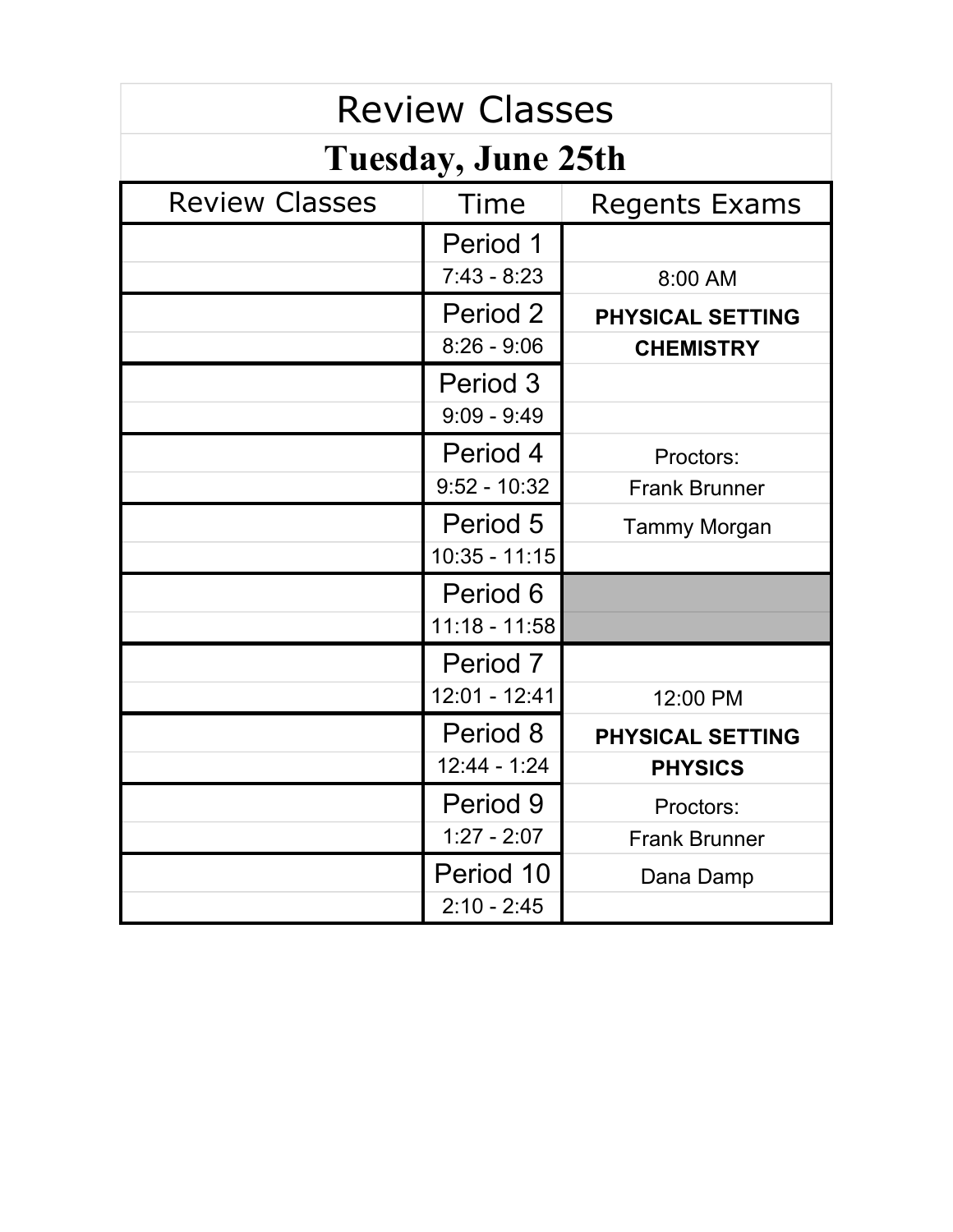# Review Classes

## Tuesday, June 25th

| Review Classes | Time | Regents Exams |
|---|---|---|
| | Period 1 | |
| | 7:43 - 8:23 | 8:00 AM |
| | Period 2 | **PHYSICAL SETTING** |
| | 8:26 - 9:06 | **CHEMISTRY** |
| | Period 3 | |
| | 9:09 - 9:49 | |
| | Period 4 | Proctors: |
| | 9:52 - 10:32 | Frank Brunner |
| | Period 5 | Tammy Morgan |
| | 10:35 - 11:15 | |
| | Period 6 | |
| | 11:18 - 11:58 | |
| | Period 7 | |
| | 12:01 - 12:41 | 12:00 PM |
| | Period 8 | **PHYSICAL SETTING** |
| | 12:44 - 1:24 | **PHYSICS** |
| | Period 9 | Proctors: |
| | 1:27 - 2:07 | Frank Brunner |
| | Period 10 | Dana Damp |
| | 2:10 - 2:45 | |